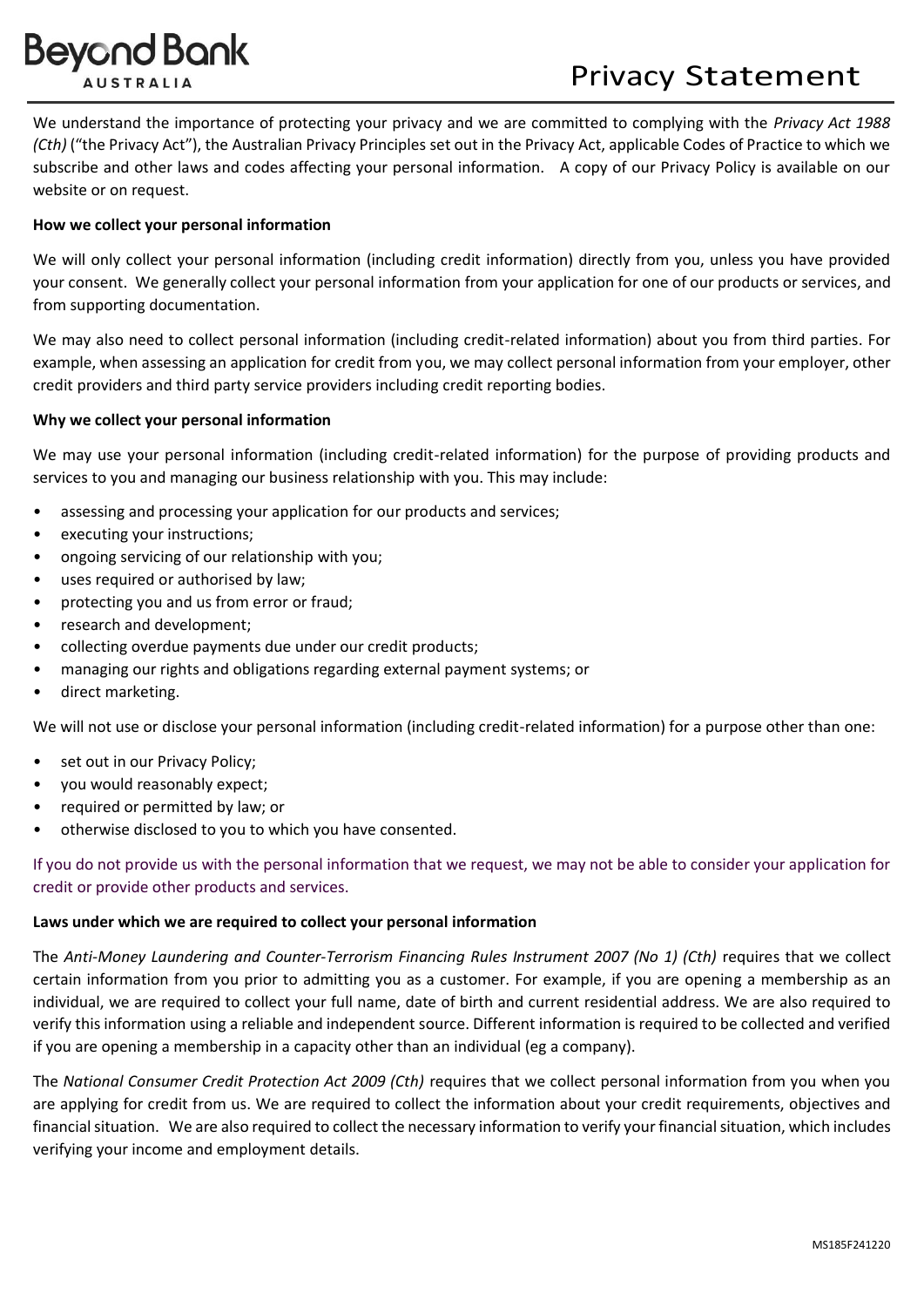# Beyond Bank AUSTRALIA

# Privacy Statement

We understand the importance of protecting your privacy and we are committed to complying with the *Privacy Act 1988 (Cth)* ("the Privacy Act"), the Australian Privacy Principles set out in the Privacy Act, applicable Codes of Practice to which we subscribe and other laws and codes affecting your personal information. A copy of our Privacy Policy is available on our website or on request.

**How we collect your personal information**

We will only collect your personal information (including credit information) directly from you, unless you have provided your consent. We generally collect your personal information from your application for one of our products or services, and from supporting documentation.

We may also need to collect personal information (including credit-related information) about you from third parties. For example, when assessing an application for credit from you, we may collect personal information from your employer, other credit providers and third party service providers including credit reporting bodies.

**Why we collect your personal information**

We may use your personal information (including credit-related information) for the purpose of providing products and services to you and managing our business relationship with you. This may include:

- assessing and processing your application for our products and services;
- executing your instructions;
- ongoing servicing of our relationship with you;
- uses required or authorised by law;
- protecting you and us from error or fraud;
- research and development;
- collecting overdue payments due under our credit products;
- managing our rights and obligations regarding external payment systems; or
- direct marketing.

We will not use or disclose your personal information (including credit-related information) for a purpose other than one:

- set out in our Privacy Policy;
- you would reasonably expect;
- required or permitted by law; or
- otherwise disclosed to you to which you have consented.

If you do not provide us with the personal information that we request, we may not be able to consider your application for credit or provide other products and services.

**Laws under which we are required to collect your personal information**

The *Anti-Money Laundering and Counter-Terrorism Financing Rules Instrument 2007 (No 1) (Cth)* requires that we collect certain information from you prior to admitting you as a customer. For example, if you are opening a membership as an individual, we are required to collect your full name, date of birth and current residential address. We are also required to verify this information using a reliable and independent source. Different information is required to be collected and verified if you are opening a membership in a capacity other than an individual (eg a company).

The *National Consumer Credit Protection Act 2009 (Cth)* requires that we collect personal information from you when you are applying for credit from us. We are required to collect the information about your credit requirements, objectives and financial situation. We are also required to collect the necessary information to verify your financial situation, which includes verifying your income and employment details.

MS185F241220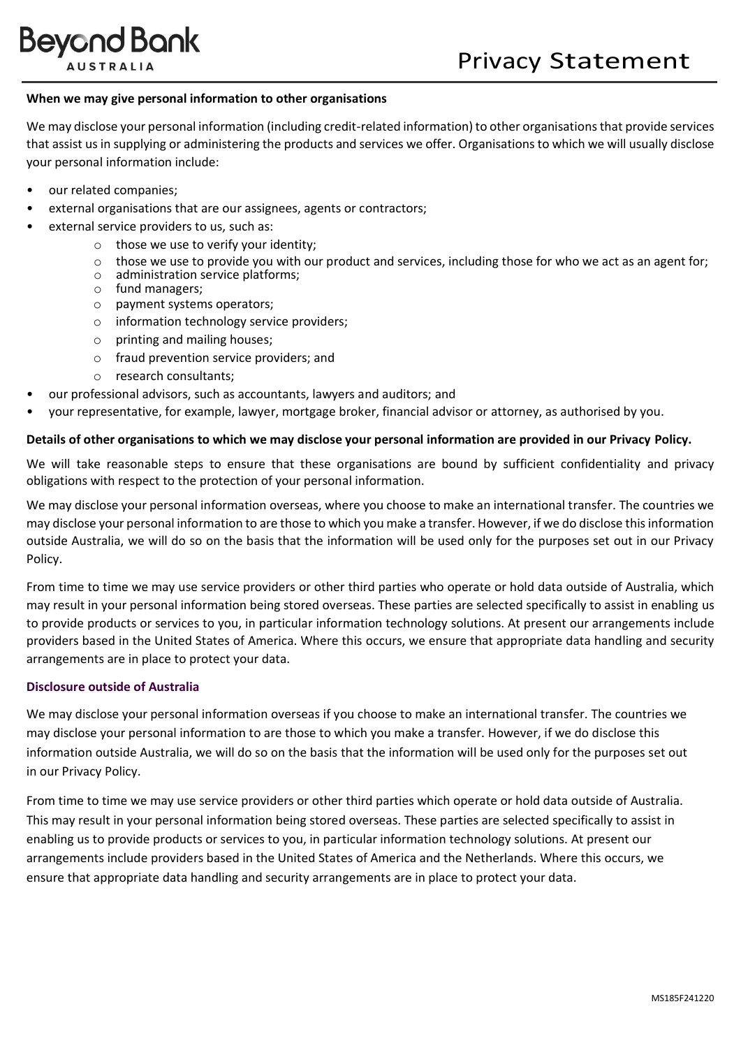**When we may give personal information to other organisations**

We may disclose your personal information (including credit-related information) to other organisations that provide services that assist us in supplying or administering the products and services we offer. Organisations to which we will usually disclose your personal information include:

- our related companies;
- external organisations that are our assignees, agents or contractors;
- external service providers to us, such as:
  - those we use to verify your identity;
  - those we use to provide you with our product and services, including those for who we act as an agent for;
  - administration service platforms;
  - fund managers;
  - payment systems operators;
  - information technology service providers;
  - printing and mailing houses;
  - fraud prevention service providers; and
  - research consultants;
- our professional advisors, such as accountants, lawyers and auditors; and
- your representative, for example, lawyer, mortgage broker, financial advisor or attorney, as authorised by you.

**Details of other organisations to which we may disclose your personal information are provided in our Privacy Policy.**

We will take reasonable steps to ensure that these organisations are bound by sufficient confidentiality and privacy obligations with respect to the protection of your personal information.

We may disclose your personal information overseas, where you choose to make an international transfer. The countries we may disclose your personal information to are those to which you make a transfer. However, if we do disclose this information outside Australia, we will do so on the basis that the information will be used only for the purposes set out in our Privacy Policy.

From time to time we may use service providers or other third parties who operate or hold data outside of Australia, which may result in your personal information being stored overseas. These parties are selected specifically to assist in enabling us to provide products or services to you, in particular information technology solutions. At present our arrangements include providers based in the United States of America. Where this occurs, we ensure that appropriate data handling and security arrangements are in place to protect your data.

**Disclosure outside of Australia**

We may disclose your personal information overseas if you choose to make an international transfer. The countries we may disclose your personal information to are those to which you make a transfer. However, if we do disclose this information outside Australia, we will do so on the basis that the information will be used only for the purposes set out in our Privacy Policy.

From time to time we may use service providers or other third parties which operate or hold data outside of Australia. This may result in your personal information being stored overseas. These parties are selected specifically to assist in enabling us to provide products or services to you, in particular information technology solutions. At present our arrangements include providers based in the United States of America and the Netherlands. Where this occurs, we ensure that appropriate data handling and security arrangements are in place to protect your data.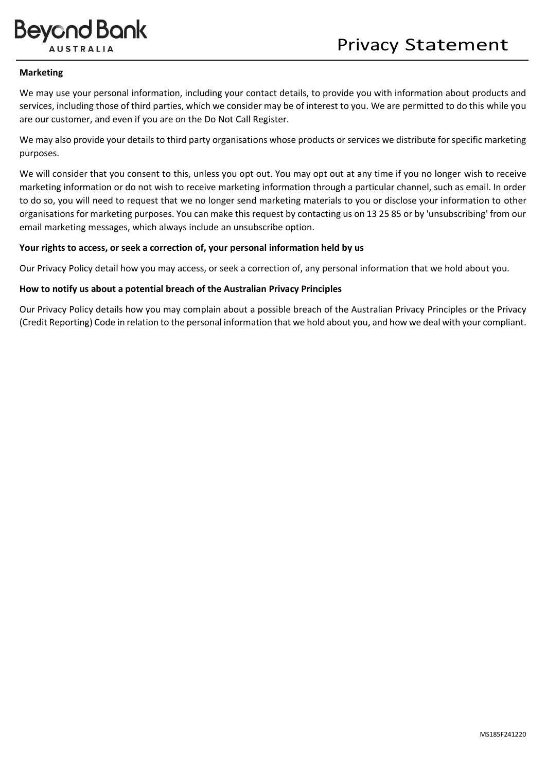**Marketing**

We may use your personal information, including your contact details, to provide you with information about products and services, including those of third parties, which we consider may be of interest to you. We are permitted to do this while you are our customer, and even if you are on the Do Not Call Register.

We may also provide your details to third party organisations whose products or services we distribute for specific marketing purposes.

We will consider that you consent to this, unless you opt out. You may opt out at any time if you no longer wish to receive marketing information or do not wish to receive marketing information through a particular channel, such as email. In order to do so, you will need to request that we no longer send marketing materials to you or disclose your information to other organisations for marketing purposes. You can make this request by contacting us on 13 25 85 or by 'unsubscribing' from our email marketing messages, which always include an unsubscribe option.

**Your rights to access, or seek a correction of, your personal information held by us**

Our Privacy Policy detail how you may access, or seek a correction of, any personal information that we hold about you.

**How to notify us about a potential breach of the Australian Privacy Principles**

Our Privacy Policy details how you may complain about a possible breach of the Australian Privacy Principles or the Privacy (Credit Reporting) Code in relation to the personal information that we hold about you, and how we deal with your compliant.

MS185F241220